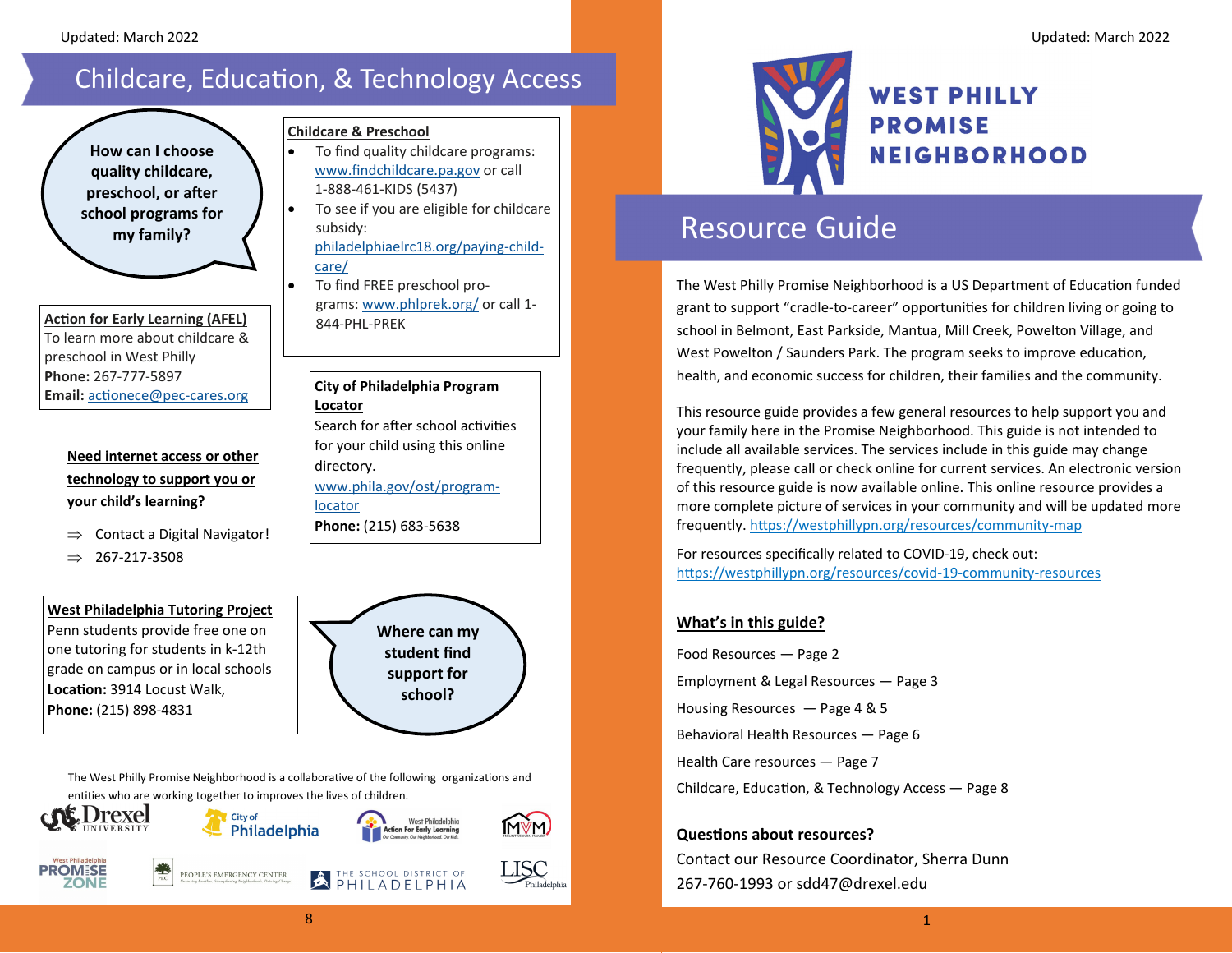# Childcare, Education, & Technology Access

**How can I choose quality childcare, preschool, or after school programs for my family?**

**Action for Early Learning (AFEL)**
To learn more about childcare & preschool in West Philly
**Phone:** 267-777-5897
**Email:** actionece@pec-cares.org

**Childcare & Preschool**

- To find quality childcare programs: www.findchildcare.pa.gov or call 1-888-461-KIDS (5437)
- To see if you are eligible for childcare subsidy: philadelphiaelrc18.org/paying-child-care/
- To find FREE preschool programs: www.phlprek.org/ or call 1-844-PHL-PREK

**City of Philadelphia Program Locator**
Search for after school activities for your child using this online directory.
www.phila.gov/ost/program-locator
**Phone:** (215) 683-5638

**Need internet access or other technology to support you or your child's learning?**

⇒ Contact a Digital Navigator!
⇒ 267-217-3508

**Where can my student find support for school?**

**West Philadelphia Tutoring Project**
Penn students provide free one on one tutoring for students in k-12th grade on campus or in local schools
**Location:** 3914 Locust Walk,
**Phone:** (215) 898-4831

The West Philly Promise Neighborhood is a collaborative of the following organizations and entities who are working together to improves the lives of children.

Drexel University · City of Philadelphia · West Philadelphia Action For Early Learning · Mount Vernon Manor · West Philadelphia Promise Zone · People's Emergency Center · The School District of Philadelphia · LISC Philadelphia

# WEST PHILLY PROMISE NEIGHBORHOOD

## Resource Guide

The West Philly Promise Neighborhood is a US Department of Education funded grant to support "cradle-to-career" opportunities for children living or going to school in Belmont, East Parkside, Mantua, Mill Creek, Powelton Village, and West Powelton / Saunders Park. The program seeks to improve education, health, and economic success for children, their families and the community.

This resource guide provides a few general resources to help support you and your family here in the Promise Neighborhood. This guide is not intended to include all available services. The services include in this guide may change frequently, please call or check online for current services. An electronic version of this resource guide is now available online. This online resource provides a more complete picture of services in your community and will be updated more frequently. https://westphillypn.org/resources/community-map

For resources specifically related to COVID-19, check out: https://westphillypn.org/resources/covid-19-community-resources

**What's in this guide?**

Food Resources — Page 2
Employment & Legal Resources — Page 3
Housing Resources — Page 4 & 5
Behavioral Health Resources — Page 6
Health Care resources — Page 7
Childcare, Education, & Technology Access — Page 8

**Questions about resources?**
Contact our Resource Coordinator, Sherra Dunn
267-760-1993 or sdd47@drexel.edu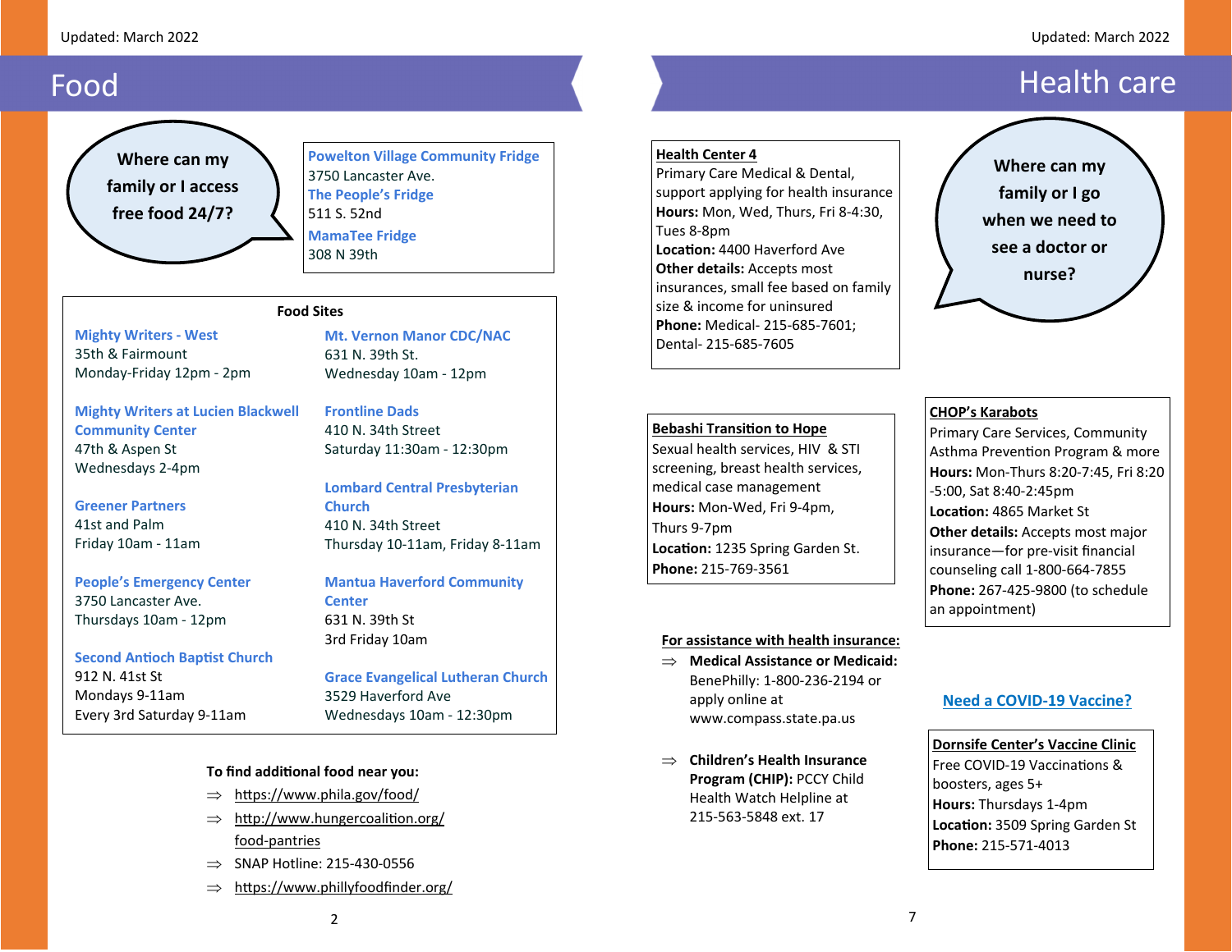# Food

**Where can my family or I access free food 24/7?**

**Powelton Village Community Fridge**
3750 Lancaster Ave.

**The People's Fridge**
511 S. 52nd

**MamaTee Fridge**
308 N 39th

## Food Sites

**Mighty Writers - West**
35th & Fairmount
Monday-Friday 12pm - 2pm

**Mighty Writers at Lucien Blackwell Community Center**
47th & Aspen St
Wednesdays 2-4pm

**Greener Partners**
41st and Palm
Friday 10am - 11am

**People's Emergency Center**
3750 Lancaster Ave.
Thursdays 10am - 12pm

**Second Antioch Baptist Church**
912 N. 41st St
Mondays 9-11am
Every 3rd Saturday 9-11am

**Mt. Vernon Manor CDC/NAC**
631 N. 39th St.
Wednesday 10am - 12pm

**Frontline Dads**
410 N. 34th Street
Saturday 11:30am - 12:30pm

**Lombard Central Presbyterian Church**
410 N. 34th Street
Thursday 10-11am, Friday 8-11am

**Mantua Haverford Community Center**
631 N. 39th St
3rd Friday 10am

**Grace Evangelical Lutheran Church**
3529 Haverford Ave
Wednesdays 10am - 12:30pm

**To find additional food near you:**

- https://www.phila.gov/food/
- http://www.hungercoalition.org/food-pantries
- SNAP Hotline: 215-430-0556
- https://www.phillyfoodfinder.org/

# Health care

**Where can my family or I go when we need to see a doctor or nurse?**

**Health Center 4**
Primary Care Medical & Dental, support applying for health insurance
**Hours:** Mon, Wed, Thurs, Fri 8-4:30, Tues 8-8pm
**Location:** 4400 Haverford Ave
**Other details:** Accepts most insurances, small fee based on family size & income for uninsured
**Phone:** Medical- 215-685-7601; Dental- 215-685-7605

**Bebashi Transition to Hope**
Sexual health services, HIV & STI screening, breast health services, medical case management
**Hours:** Mon-Wed, Fri 9-4pm, Thurs 9-7pm
**Location:** 1235 Spring Garden St.
**Phone:** 215-769-3561

**CHOP's Karabots**
Primary Care Services, Community Asthma Prevention Program & more
**Hours:** Mon-Thurs 8:20-7:45, Fri 8:20-5:00, Sat 8:40-2:45pm
**Location:** 4865 Market St
**Other details:** Accepts most major insurance—for pre-visit financial counseling call 1-800-664-7855
**Phone:** 267-425-9800 (to schedule an appointment)

**For assistance with health insurance:**

- **Medical Assistance or Medicaid:** BenePhilly: 1-800-236-2194 or apply online at www.compass.state.pa.us
- **Children's Health Insurance Program (CHIP):** PCCY Child Health Watch Helpline at 215-563-5848 ext. 17

**Need a COVID-19 Vaccine?**

**Dornsife Center's Vaccine Clinic**
Free COVID-19 Vaccinations & boosters, ages 5+
**Hours:** Thursdays 1-4pm
**Location:** 3509 Spring Garden St
**Phone:** 215-571-4013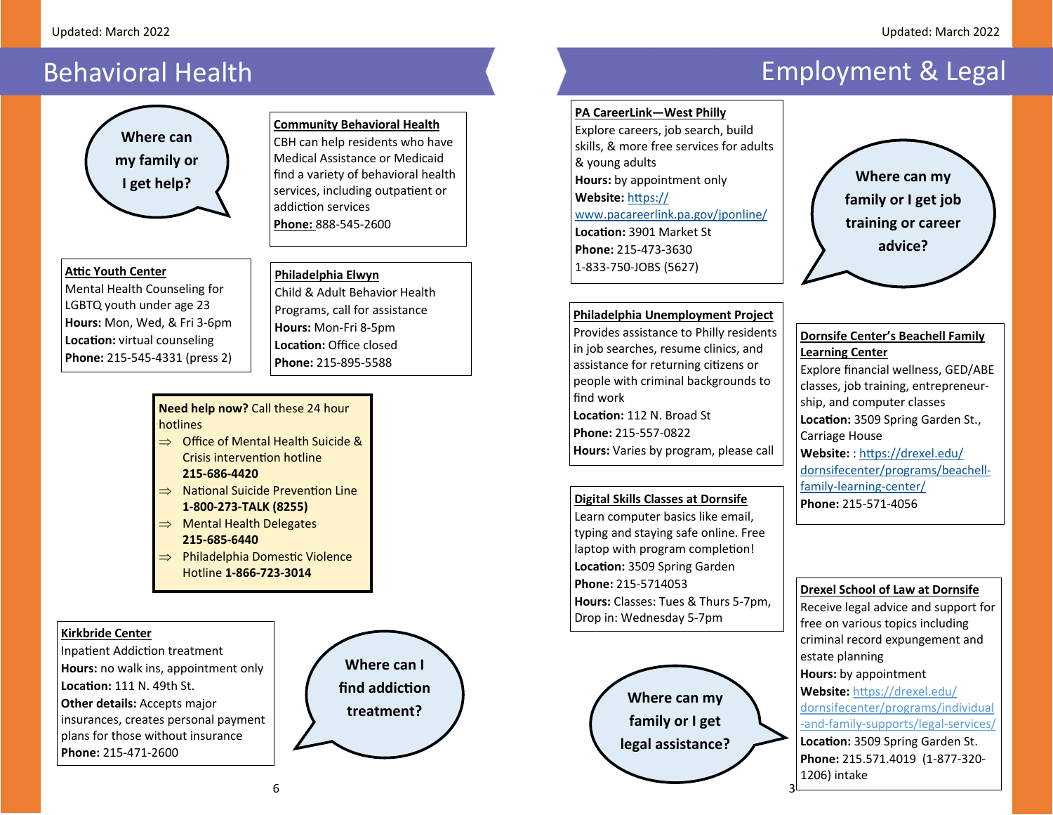# Behavioral Health

**Where can my family or I get help?**

**Community Behavioral Health**
CBH can help residents who have Medical Assistance or Medicaid find a variety of behavioral health services, including outpatient or addiction services
**Phone:** 888-545-2600

**Attic Youth Center**
Mental Health Counseling for LGBTQ youth under age 23
**Hours:** Mon, Wed, & Fri 3-6pm
**Location:** virtual counseling
**Phone:** 215-545-4331 (press 2)

**Philadelphia Elwyn**
Child & Adult Behavior Health Programs, call for assistance
**Hours:** Mon-Fri 8-5pm
**Location:** Office closed
**Phone:** 215-895-5588

**Need help now?** Call these 24 hour hotlines

- ⇒ Office of Mental Health Suicide & Crisis intervention hotline **215-686-4420**
- ⇒ National Suicide Prevention Line **1-800-273-TALK (8255)**
- ⇒ Mental Health Delegates **215-685-6440**
- ⇒ Philadelphia Domestic Violence Hotline **1-866-723-3014**

**Kirkbride Center**
Inpatient Addiction treatment
**Hours:** no walk ins, appointment only
**Location:** 111 N. 49th St.
**Other details:** Accepts major insurances, creates personal payment plans for those without insurance
**Phone:** 215-471-2600

**Where can I find addiction treatment?**

# Employment & Legal

**PA CareerLink—West Philly**
Explore careers, job search, build skills, & more free services for adults & young adults
**Hours:** by appointment only
**Website:** https://www.pacareerlink.pa.gov/jponline/
**Location:** 3901 Market St
**Phone:** 215-473-3630
1-833-750-JOBS (5627)

**Where can my family or I get job training or career advice?**

**Philadelphia Unemployment Project**
Provides assistance to Philly residents in job searches, resume clinics, and assistance for returning citizens or people with criminal backgrounds to find work
**Location:** 112 N. Broad St
**Phone:** 215-557-0822
**Hours:** Varies by program, please call

**Dornsife Center's Beachell Family Learning Center**
Explore financial wellness, GED/ABE classes, job training, entrepreneurship, and computer classes
**Location:** 3509 Spring Garden St., Carriage House
**Website:** : https://drexel.edu/dornsifecenter/programs/beachell-family-learning-center/
**Phone:** 215-571-4056

**Digital Skills Classes at Dornsife**
Learn computer basics like email, typing and staying safe online. Free laptop with program completion!
**Location:** 3509 Spring Garden
**Phone:** 215-5714053
**Hours:** Classes: Tues & Thurs 5-7pm, Drop in: Wednesday 5-7pm

**Drexel School of Law at Dornsife**
Receive legal advice and support for free on various topics including criminal record expungement and estate planning
**Hours:** by appointment
**Website:** https://drexel.edu/dornsifecenter/programs/individual-and-family-supports/legal-services/
**Location:** 3509 Spring Garden St.
**Phone:** 215.571.4019 (1-877-320-1206) intake

**Where can my family or I get legal assistance?**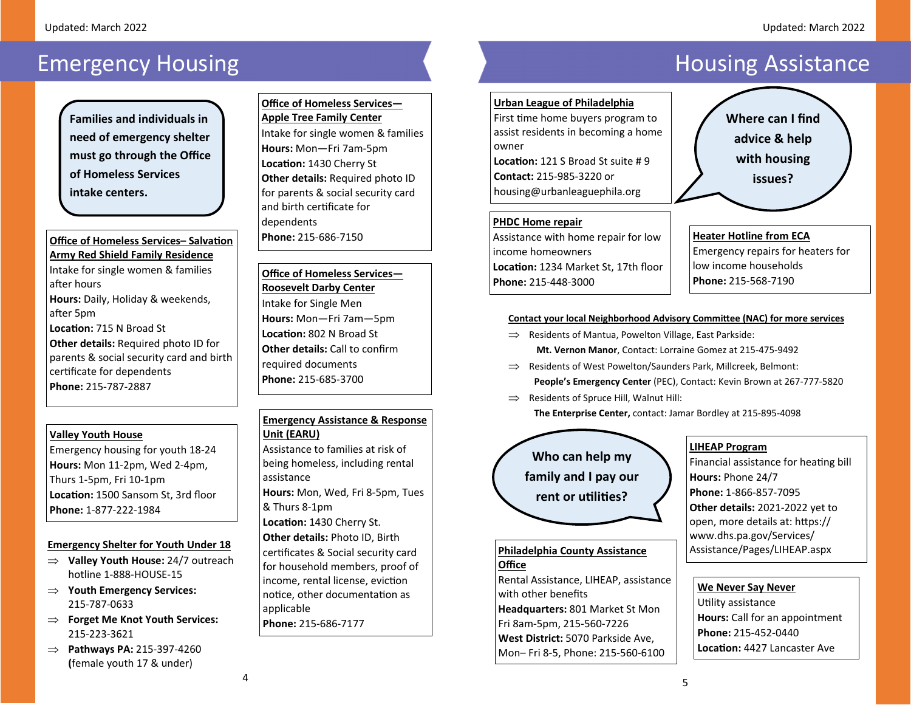# Emergency Housing

**Families and individuals in need of emergency shelter must go through the Office of Homeless Services intake centers.**

**Office of Homeless Services– Salvation Army Red Shield Family Residence**

Intake for single women & families after hours

**Hours:** Daily, Holiday & weekends, after 5pm

**Location:** 715 N Broad St

**Other details:** Required photo ID for parents & social security card and birth certificate for dependents

**Phone:** 215-787-2887

**Valley Youth House**

Emergency housing for youth 18-24

**Hours:** Mon 11-2pm, Wed 2-4pm, Thurs 1-5pm, Fri 10-1pm

**Location:** 1500 Sansom St, 3rd floor

**Phone:** 1-877-222-1984

**Emergency Shelter for Youth Under 18**

- ⇒ **Valley Youth House:** 24/7 outreach hotline 1-888-HOUSE-15
- ⇒ **Youth Emergency Services:** 215-787-0633
- ⇒ **Forget Me Knot Youth Services:** 215-223-3621
- ⇒ **Pathways PA:** 215-397-4260 (female youth 17 & under)

**Office of Homeless Services— Apple Tree Family Center**

Intake for single women & families

**Hours:** Mon—Fri 7am-5pm

**Location:** 1430 Cherry St

**Other details:** Required photo ID for parents & social security card and birth certificate for dependents

**Phone:** 215-686-7150

**Office of Homeless Services— Roosevelt Darby Center**

Intake for Single Men

**Hours:** Mon—Fri 7am—5pm

**Location:** 802 N Broad St

**Other details:** Call to confirm required documents

**Phone:** 215-685-3700

**Emergency Assistance & Response Unit (EARU)**

Assistance to families at risk of being homeless, including rental assistance

**Hours:** Mon, Wed, Fri 8-5pm, Tues & Thurs 8-1pm

**Location:** 1430 Cherry St.

**Other details:** Photo ID, Birth certificates & Social security card for household members, proof of income, rental license, eviction notice, other documentation as applicable

**Phone:** 215-686-7177

# Housing Assistance

**Where can I find advice & help with housing issues?**

**Urban League of Philadelphia**

First time home buyers program to assist residents in becoming a home owner

**Location:** 121 S Broad St suite # 9

**Contact:** 215-985-3220 or housing@urbanleaguephila.org

**PHDC Home repair**

Assistance with home repair for low income homeowners

**Location:** 1234 Market St, 17th floor

**Phone:** 215-448-3000

**Heater Hotline from ECA**

Emergency repairs for heaters for low income households

**Phone:** 215-568-7190

**Contact your local Neighborhood Advisory Committee (NAC) for more services**

- ⇒ Residents of Mantua, Powelton Village, East Parkside: **Mt. Vernon Manor**, Contact: Lorraine Gomez at 215-475-9492
- ⇒ Residents of West Powelton/Saunders Park, Millcreek, Belmont: **People's Emergency Center** (PEC), Contact: Kevin Brown at 267-777-5820
- ⇒ Residents of Spruce Hill, Walnut Hill: **The Enterprise Center,** contact: Jamar Bordley at 215-895-4098

**Who can help my family and I pay our rent or utilities?**

**Philadelphia County Assistance Office**

Rental Assistance, LIHEAP, assistance with other benefits

**Headquarters:** 801 Market St Mon Fri 8am-5pm, 215-560-7226

**West District:** 5070 Parkside Ave, Mon– Fri 8-5, Phone: 215-560-6100

**LIHEAP Program**

Financial assistance for heating bill

**Hours:** Phone 24/7

**Phone:** 1-866-857-7095

**Other details:** 2021-2022 yet to open, more details at: https://www.dhs.pa.gov/Services/Assistance/Pages/LIHEAP.aspx

**We Never Say Never**

Utility assistance

**Hours:** Call for an appointment

**Phone:** 215-452-0440

**Location:** 4427 Lancaster Ave